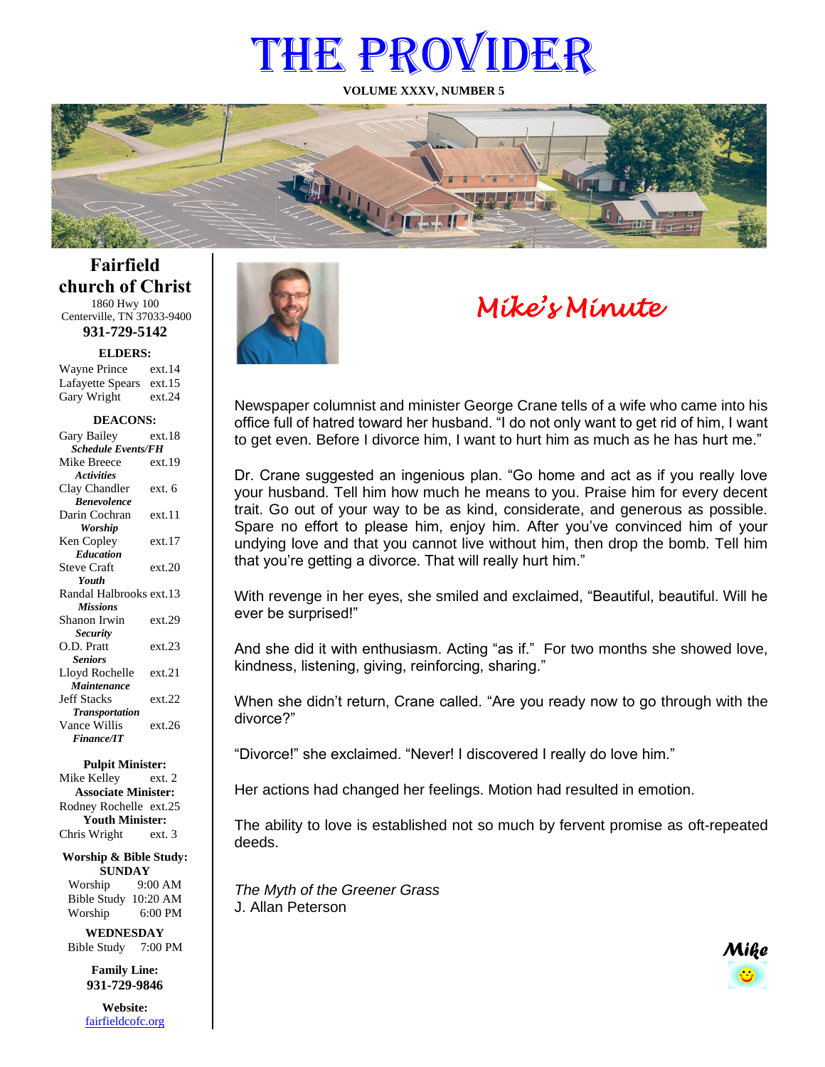# THE PROVIDER

**VOLUME XXXV, NUMBER 5**

## Fairfield church of Christ

1860 Hwy 100
Centerville, TN 37033-9400
**931-729-5142**

**ELDERS:**

Wayne Prince ext.14
Lafayette Spears ext.15
Gary Wright ext.24

**DEACONS:**

Gary Bailey ext.18
*Schedule Events/FH*
Mike Breece ext.19
*Activities*
Clay Chandler ext. 6
*Benevolence*
Darin Cochran ext.11
*Worship*
Ken Copley ext.17
*Education*
Steve Craft ext.20
*Youth*
Randal Halbrooks ext.13
*Missions*
Shanon Irwin ext.29
*Security*
O.D. Pratt ext.23
*Seniors*
Lloyd Rochelle ext.21
*Maintenance*
Jeff Stacks ext.22
*Transportation*
Vance Willis ext.26
*Finance/IT*

**Pulpit Minister:**
Mike Kelley ext. 2
**Associate Minister:**
Rodney Rochelle ext.25
**Youth Minister:**
Chris Wright ext. 3

**Worship & Bible Study:**
**SUNDAY**
Worship 9:00 AM
Bible Study 10:20 AM
Worship 6:00 PM

**WEDNESDAY**
Bible Study 7:00 PM

**Family Line:**
**931-729-9846**

**Website:**
fairfieldcofc.org

## *Mike's Minute*

Newspaper columnist and minister George Crane tells of a wife who came into his office full of hatred toward her husband. "I do not only want to get rid of him, I want to get even. Before I divorce him, I want to hurt him as much as he has hurt me."

Dr. Crane suggested an ingenious plan. "Go home and act as if you really love your husband. Tell him how much he means to you. Praise him for every decent trait. Go out of your way to be as kind, considerate, and generous as possible. Spare no effort to please him, enjoy him. After you've convinced him of your undying love and that you cannot live without him, then drop the bomb. Tell him that you're getting a divorce. That will really hurt him."

With revenge in her eyes, she smiled and exclaimed, "Beautiful, beautiful. Will he ever be surprised!"

And she did it with enthusiasm. Acting "as if." For two months she showed love, kindness, listening, giving, reinforcing, sharing."

When she didn't return, Crane called. "Are you ready now to go through with the divorce?"

"Divorce!" she exclaimed. "Never! I discovered I really do love him."

Her actions had changed her feelings. Motion had resulted in emotion.

The ability to love is established not so much by fervent promise as oft-repeated deeds.

*The Myth of the Greener Grass*
J. Allan Peterson

*Mike*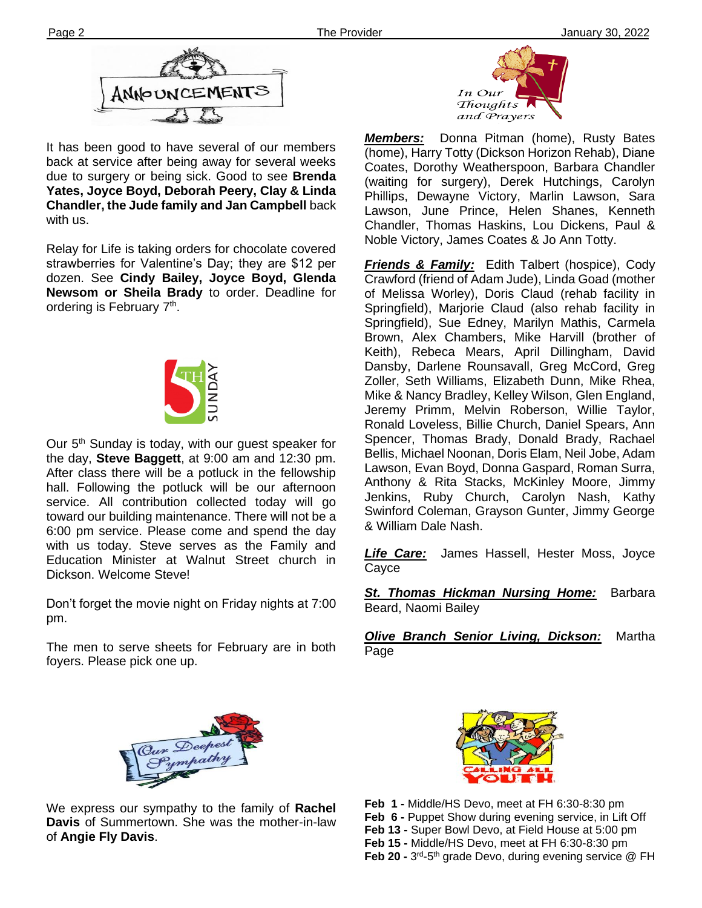# ANNOUNCEMENTS

It has been good to have several of our members back at service after being away for several weeks due to surgery or being sick. Good to see **Brenda Yates, Joyce Boyd, Deborah Peery, Clay & Linda Chandler, the Jude family and Jan Campbell** back with us.

Relay for Life is taking orders for chocolate covered strawberries for Valentine's Day; they are $12 per dozen. See **Cindy Bailey, Joyce Boyd, Glenda Newsom or Sheila Brady** to order. Deadline for ordering is February 7th.

## 5TH SUNDAY

Our 5th Sunday is today, with our guest speaker for the day, **Steve Baggett**, at 9:00 am and 12:30 pm. After class there will be a potluck in the fellowship hall. Following the potluck will be our afternoon service. All contribution collected today will go toward our building maintenance. There will not be a 6:00 pm service. Please come and spend the day with us today. Steve serves as the Family and Education Minister at Walnut Street church in Dickson. Welcome Steve!

Don't forget the movie night on Friday nights at 7:00 pm.

The men to serve sheets for February are in both foyers. Please pick one up.

## Our Deepest Sympathy

We express our sympathy to the family of **Rachel Davis** of Summertown. She was the mother-in-law of **Angie Fly Davis**.

## In Our Thoughts and Prayers

***Members:*** Donna Pitman (home), Rusty Bates (home), Harry Totty (Dickson Horizon Rehab), Diane Coates, Dorothy Weatherspoon, Barbara Chandler (waiting for surgery), Derek Hutchings, Carolyn Phillips, Dewayne Victory, Marlin Lawson, Sara Lawson, June Prince, Helen Shanes, Kenneth Chandler, Thomas Haskins, Lou Dickens, Paul & Noble Victory, James Coates & Jo Ann Totty.

***Friends & Family:*** Edith Talbert (hospice), Cody Crawford (friend of Adam Jude), Linda Goad (mother of Melissa Worley), Doris Claud (rehab facility in Springfield), Marjorie Claud (also rehab facility in Springfield), Sue Edney, Marilyn Mathis, Carmela Brown, Alex Chambers, Mike Harvill (brother of Keith), Rebeca Mears, April Dillingham, David Dansby, Darlene Rounsavall, Greg McCord, Greg Zoller, Seth Williams, Elizabeth Dunn, Mike Rhea, Mike & Nancy Bradley, Kelley Wilson, Glen England, Jeremy Primm, Melvin Roberson, Willie Taylor, Ronald Loveless, Billie Church, Daniel Spears, Ann Spencer, Thomas Brady, Donald Brady, Rachael Bellis, Michael Noonan, Doris Elam, Neil Jobe, Adam Lawson, Evan Boyd, Donna Gaspard, Roman Surra, Anthony & Rita Stacks, McKinley Moore, Jimmy Jenkins, Ruby Church, Carolyn Nash, Kathy Swinford Coleman, Grayson Gunter, Jimmy George & William Dale Nash.

***Life Care:*** James Hassell, Hester Moss, Joyce Cayce

***St. Thomas Hickman Nursing Home:*** Barbara Beard, Naomi Bailey

***Olive Branch Senior Living, Dickson:*** Martha Page

## CALLING ALL YOUTH

**Feb 1 -** Middle/HS Devo, meet at FH 6:30-8:30 pm
**Feb 6 -** Puppet Show during evening service, in Lift Off
**Feb 13 -** Super Bowl Devo, at Field House at 5:00 pm
**Feb 15 -** Middle/HS Devo, meet at FH 6:30-8:30 pm
**Feb 20 -** 3rd-5th grade Devo, during evening service @ FH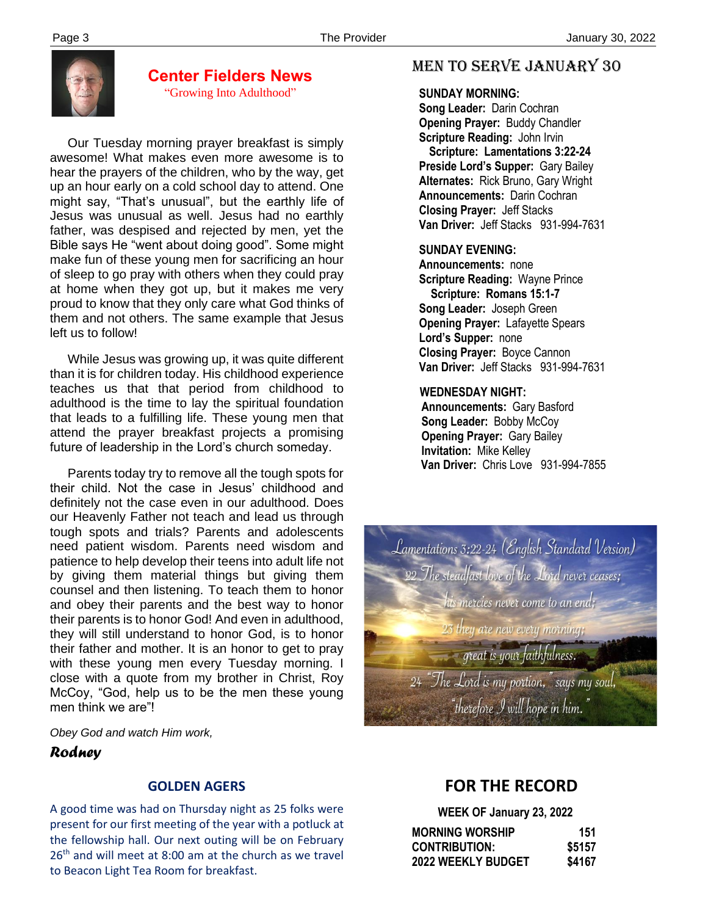## Center Fielders News

"Growing Into Adulthood"

Our Tuesday morning prayer breakfast is simply awesome! What makes even more awesome is to hear the prayers of the children, who by the way, get up an hour early on a cold school day to attend. One might say, "That's unusual", but the earthly life of Jesus was unusual as well. Jesus had no earthly father, was despised and rejected by men, yet the Bible says He "went about doing good". Some might make fun of these young men for sacrificing an hour of sleep to go pray with others when they could pray at home when they got up, but it makes me very proud to know that they only care what God thinks of them and not others. The same example that Jesus left us to follow!

While Jesus was growing up, it was quite different than it is for children today. His childhood experience teaches us that that period from childhood to adulthood is the time to lay the spiritual foundation that leads to a fulfilling life. These young men that attend the prayer breakfast projects a promising future of leadership in the Lord's church someday.

Parents today try to remove all the tough spots for their child. Not the case in Jesus' childhood and definitely not the case even in our adulthood. Does our Heavenly Father not teach and lead us through tough spots and trials? Parents and adolescents need patient wisdom. Parents need wisdom and patience to help develop their teens into adult life not by giving them material things but giving them counsel and then listening. To teach them to honor and obey their parents and the best way to honor their parents is to honor God! And even in adulthood, they will still understand to honor God, is to honor their father and mother. It is an honor to get to pray with these young men every Tuesday morning. I close with a quote from my brother in Christ, Roy McCoy, "God, help us to be the men these young men think we are"!

*Obey God and watch Him work,*

***Rodney***

## GOLDEN AGERS

A good time was had on Thursday night as 25 folks were present for our first meeting of the year with a potluck at the fellowship hall. Our next outing will be on February 26th and will meet at 8:00 am at the church as we travel to Beacon Light Tea Room for breakfast.

## MEN TO SERVE JANUARY 30

**SUNDAY MORNING:**
**Song Leader:** Darin Cochran
**Opening Prayer:** Buddy Chandler
**Scripture Reading:** John Irvin
**Scripture: Lamentations 3:22-24**
**Preside Lord's Supper:** Gary Bailey
**Alternates:** Rick Bruno, Gary Wright
**Announcements:** Darin Cochran
**Closing Prayer:** Jeff Stacks
**Van Driver:** Jeff Stacks 931-994-7631

**SUNDAY EVENING:**
**Announcements:** none
**Scripture Reading:** Wayne Prince
**Scripture: Romans 15:1-7**
**Song Leader:** Joseph Green
**Opening Prayer:** Lafayette Spears
**Lord's Supper:** none
**Closing Prayer:** Boyce Cannon
**Van Driver:** Jeff Stacks 931-994-7631

**WEDNESDAY NIGHT:**
**Announcements:** Gary Basford
**Song Leader:** Bobby McCoy
**Opening Prayer:** Gary Bailey
**Invitation:** Mike Kelley
**Van Driver:** Chris Love 931-994-7855

*Lamentations 3:22-24 (English Standard Version)*
*22 The steadfast love of the Lord never ceases;*
*his mercies never come to an end;*
*23 they are new every morning;*
*great is your faithfulness.*
*24 "The Lord is my portion," says my soul,*
*"therefore I will hope in him."*

## FOR THE RECORD

**WEEK OF January 23, 2022**

| | |
|---|---|
| **MORNING WORSHIP** | **151** |
| **CONTRIBUTION:** | **$5157** |
| **2022 WEEKLY BUDGET** | **$4167** |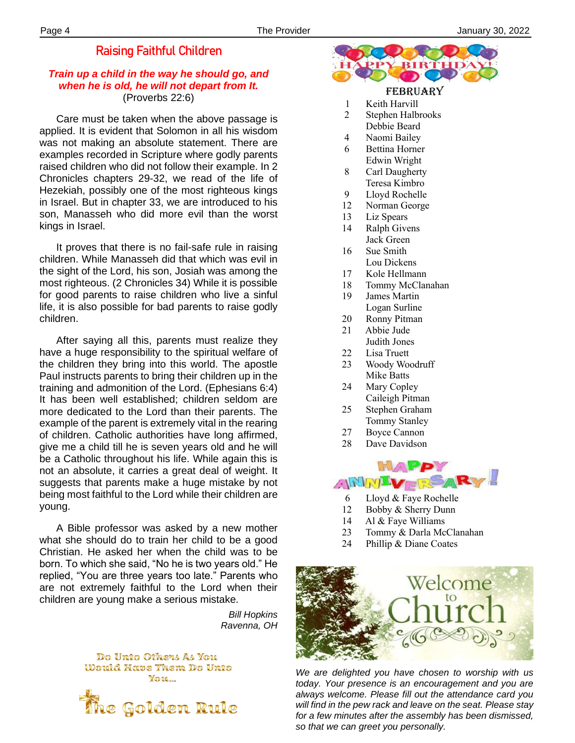## Raising Faithful Children

***Train up a child in the way he should go, and when he is old, he will not depart from It.***
(Proverbs 22:6)

Care must be taken when the above passage is applied. It is evident that Solomon in all his wisdom was not making an absolute statement. There are examples recorded in Scripture where godly parents raised children who did not follow their example. In 2 Chronicles chapters 29-32, we read of the life of Hezekiah, possibly one of the most righteous kings in Israel. But in chapter 33, we are introduced to his son, Manasseh who did more evil than the worst kings in Israel.

It proves that there is no fail-safe rule in raising children. While Manasseh did that which was evil in the sight of the Lord, his son, Josiah was among the most righteous. (2 Chronicles 34) While it is possible for good parents to raise children who live a sinful life, it is also possible for bad parents to raise godly children.

After saying all this, parents must realize they have a huge responsibility to the spiritual welfare of the children they bring into this world. The apostle Paul instructs parents to bring their children up in the training and admonition of the Lord. (Ephesians 6:4) It has been well established; children seldom are more dedicated to the Lord than their parents. The example of the parent is extremely vital in the rearing of children. Catholic authorities have long affirmed, give me a child till he is seven years old and he will be a Catholic throughout his life. While again this is not an absolute, it carries a great deal of weight. It suggests that parents make a huge mistake by not being most faithful to the Lord while their children are young.

A Bible professor was asked by a new mother what she should do to train her child to be a good Christian. He asked her when the child was to be born. To which she said, "No he is two years old." He replied, "You are three years too late." Parents who are not extremely faithful to the Lord when their children are young make a serious mistake.

*Bill Hopkins*
*Ravenna, OH*

Do Unto Others As You Would Have Them Do Unto You...

The Golden Rule

## HAPPY BIRTHDAY!

### FEBRUARY

| | |
|---|---|
| 1 | Keith Harvill |
| 2 | Stephen Halbrooks |
| | Debbie Beard |
| 4 | Naomi Bailey |
| 6 | Bettina Horner |
| | Edwin Wright |
| 8 | Carl Daugherty |
| | Teresa Kimbro |
| 9 | Lloyd Rochelle |
| 12 | Norman George |
| 13 | Liz Spears |
| 14 | Ralph Givens |
| | Jack Green |
| 16 | Sue Smith |
| | Lou Dickens |
| 17 | Kole Hellmann |
| 18 | Tommy McClanahan |
| 19 | James Martin |
| | Logan Surline |
| 20 | Ronny Pitman |
| 21 | Abbie Jude |
| | Judith Jones |
| 22 | Lisa Truett |
| 23 | Woody Woodruff |
| | Mike Batts |
| 24 | Mary Copley |
| | Caileigh Pitman |
| 25 | Stephen Graham |
| | Tommy Stanley |
| 27 | Boyce Cannon |
| 28 | Dave Davidson |

## HAPPY ANNIVERSARY!

| | |
|---|---|
| 6 | Lloyd & Faye Rochelle |
| 12 | Bobby & Sherry Dunn |
| 14 | Al & Faye Williams |
| 23 | Tommy & Darla McClanahan |
| 24 | Phillip & Diane Coates |

Welcome to Church

*We are delighted you have chosen to worship with us today. Your presence is an encouragement and you are always welcome. Please fill out the attendance card you will find in the pew rack and leave on the seat. Please stay for a few minutes after the assembly has been dismissed, so that we can greet you personally.*